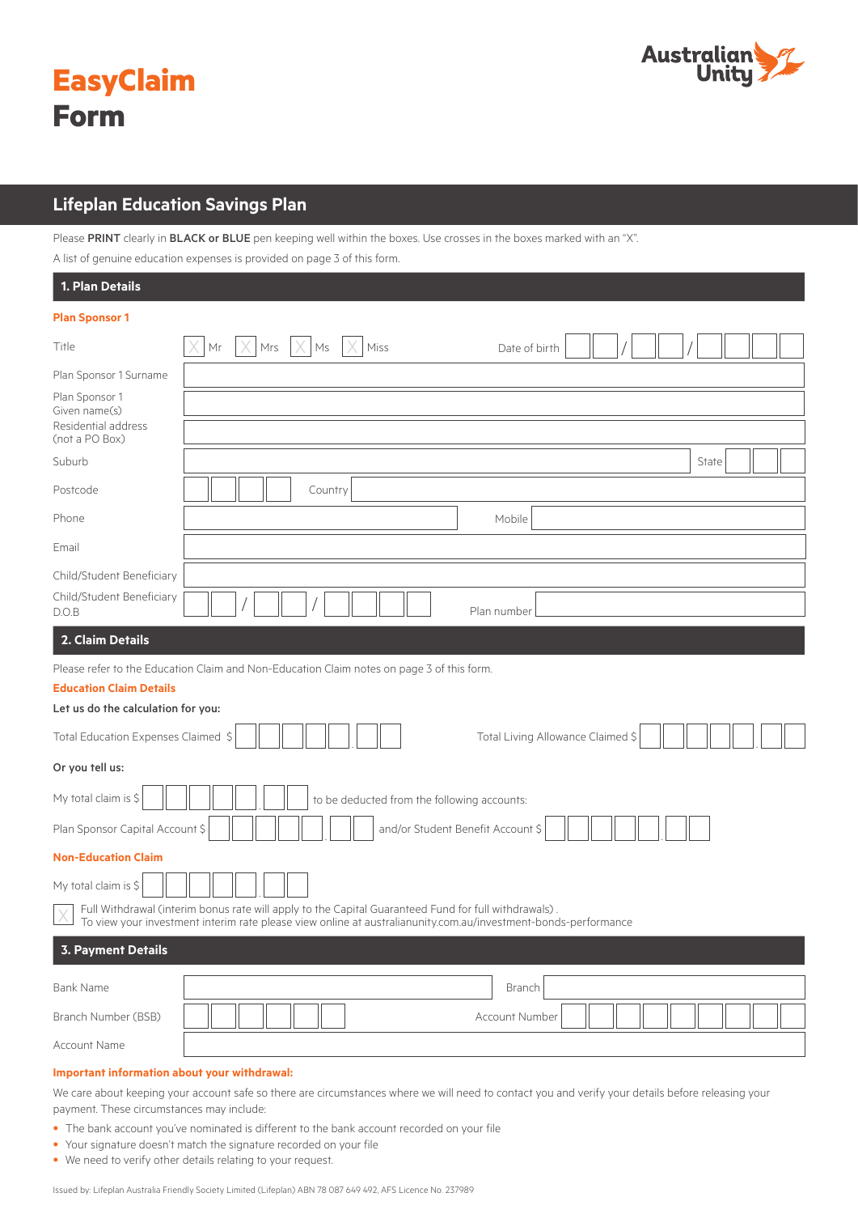# EasyClaim Form

Australian Unity

## Lifeplan Education Savings Plan

Please **PRINT** clearly in **BLACK or BLUE** pen keeping well within the boxes. Use crosses in the boxes marked with an "X".

A list of genuine education expenses is provided on page 3 of this form.

### 1. Plan Details

**Plan Sponsor 1**

Title ☐ Mr ☐ Mrs ☐ Ms ☐ Miss Date of birth __ __ / __ __ / __ __ __ __

Plan Sponsor 1 Surname

Plan Sponsor 1 Given name(s)

Residential address (not a PO Box)

Suburb State

Postcode Country

Phone Mobile

Email

Child/Student Beneficiary

Child/Student Beneficiary D.O.B __ __ / __ __ / __ __ __ __ Plan number

### 2. Claim Details

Please refer to the Education Claim and Non-Education Claim notes on page 3 of this form.

**Education Claim Details**

**Let us do the calculation for you:**

Total Education Expenses Claimed $ Total Living Allowance Claimed $

**Or you tell us:**

My total claim is $ to be deducted from the following accounts:

Plan Sponsor Capital Account $ and/or Student Benefit Account $

**Non-Education Claim**

My total claim is $

☐ Full Withdrawal (interim bonus rate will apply to the Capital Guaranteed Fund for full withdrawals) .
To view your investment interim rate please view online at australianunity.com.au/investment-bonds-performance

### 3. Payment Details

Bank Name Branch

Branch Number (BSB) Account Number

Account Name

**Important information about your withdrawal:**

We care about keeping your account safe so there are circumstances where we will need to contact you and verify your details before releasing your payment. These circumstances may include:

- The bank account you've nominated is different to the bank account recorded on your file
- Your signature doesn't match the signature recorded on your file
- We need to verify other details relating to your request.

Issued by: Lifeplan Australia Friendly Society Limited (Lifeplan) ABN 78 087 649 492, AFS Licence No. 237989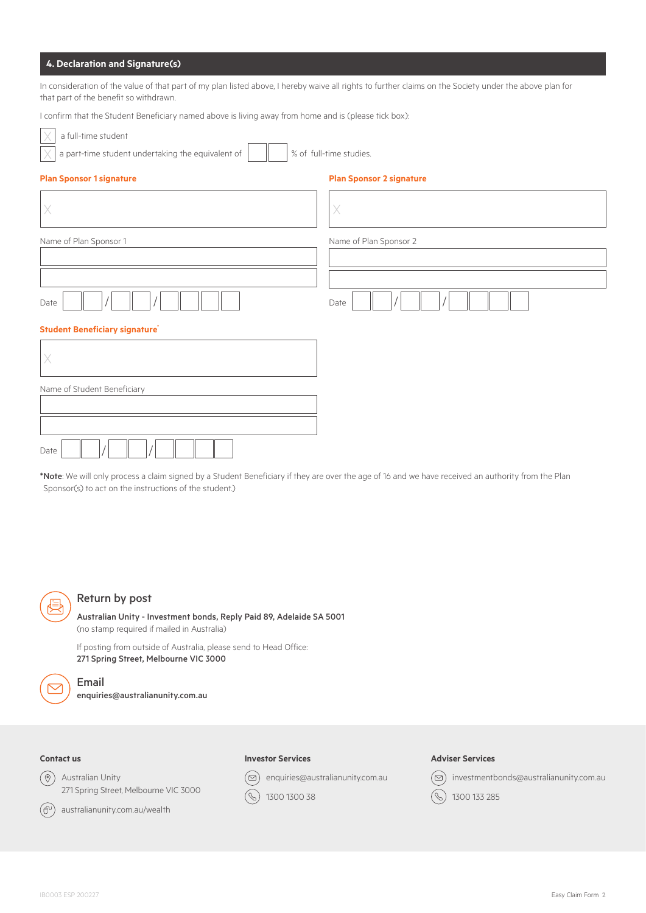## 4. Declaration and Signature(s)

In consideration of the value of that part of my plan listed above, I hereby waive all rights to further claims on the Society under the above plan for that part of the benefit so withdrawn.

I confirm that the Student Beneficiary named above is living away from home and is (please tick box):

- [ ] a full-time student
- [ ] a part-time student undertaking the equivalent of ☐☐ % of full-time studies.

**Plan Sponsor 1 signature**

X

Name of Plan Sponsor 1

Date ☐☐ / ☐☐ / ☐☐☐☐

**Plan Sponsor 2 signature**

X

Name of Plan Sponsor 2

Date ☐☐ / ☐☐ / ☐☐☐☐

**Student Beneficiary signature***

X

Name of Student Beneficiary

Date ☐☐ / ☐☐ / ☐☐☐☐

***Note**: We will only process a claim signed by a Student Beneficiary if they are over the age of 16 and we have received an authority from the Plan Sponsor(s) to act on the instructions of the student.)

### Return by post

**Australian Unity - Investment bonds, Reply Paid 89, Adelaide SA 5001**
(no stamp required if mailed in Australia)

If posting from outside of Australia, please send to Head Office:
**271 Spring Street, Melbourne VIC 3000**

### Email

**enquiries@australianunity.com.au**

**Contact us**

Australian Unity
271 Spring Street, Melbourne VIC 3000

australianunity.com.au/wealth

**Investor Services**

enquiries@australianunity.com.au

1300 1300 38

**Adviser Services**

investmentbonds@australianunity.com.au

1300 133 285

IB0003 ESP 200227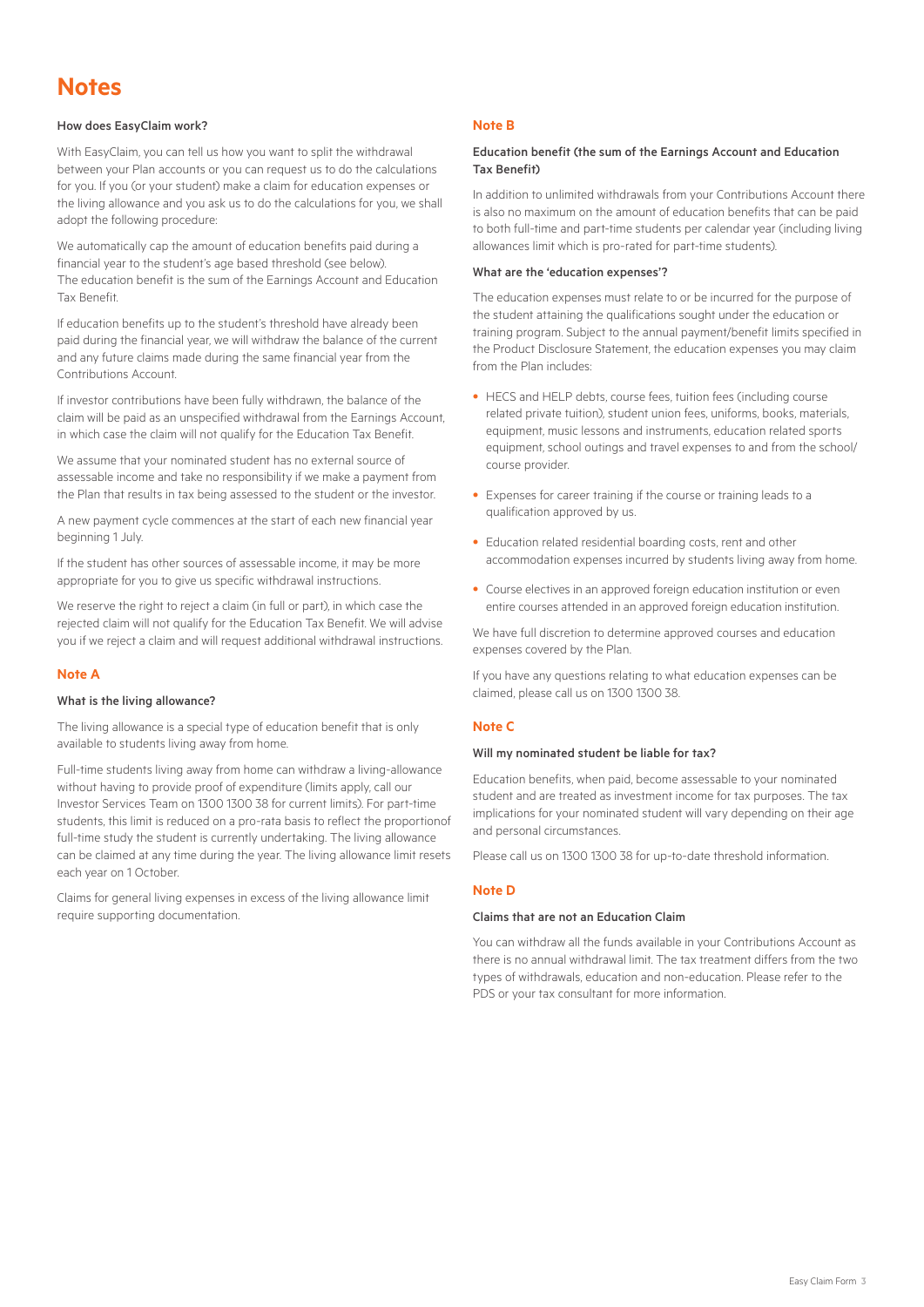# Notes

### How does EasyClaim work?

With EasyClaim, you can tell us how you want to split the withdrawal between your Plan accounts or you can request us to do the calculations for you. If you (or your student) make a claim for education expenses or the living allowance and you ask us to do the calculations for you, we shall adopt the following procedure:

We automatically cap the amount of education benefits paid during a financial year to the student's age based threshold (see below). The education benefit is the sum of the Earnings Account and Education Tax Benefit.

If education benefits up to the student's threshold have already been paid during the financial year, we will withdraw the balance of the current and any future claims made during the same financial year from the Contributions Account.

If investor contributions have been fully withdrawn, the balance of the claim will be paid as an unspecified withdrawal from the Earnings Account, in which case the claim will not qualify for the Education Tax Benefit.

We assume that your nominated student has no external source of assessable income and take no responsibility if we make a payment from the Plan that results in tax being assessed to the student or the investor.

A new payment cycle commences at the start of each new financial year beginning 1 July.

If the student has other sources of assessable income, it may be more appropriate for you to give us specific withdrawal instructions.

We reserve the right to reject a claim (in full or part), in which case the rejected claim will not qualify for the Education Tax Benefit. We will advise you if we reject a claim and will request additional withdrawal instructions.

## Note A

### What is the living allowance?

The living allowance is a special type of education benefit that is only available to students living away from home.

Full-time students living away from home can withdraw a living-allowance without having to provide proof of expenditure (limits apply, call our Investor Services Team on 1300 1300 38 for current limits). For part-time students, this limit is reduced on a pro-rata basis to reflect the proportionof full-time study the student is currently undertaking. The living allowance can be claimed at any time during the year. The living allowance limit resets each year on 1 October.

Claims for general living expenses in excess of the living allowance limit require supporting documentation.

## Note B

### Education benefit (the sum of the Earnings Account and Education Tax Benefit)

In addition to unlimited withdrawals from your Contributions Account there is also no maximum on the amount of education benefits that can be paid to both full-time and part-time students per calendar year (including living allowances limit which is pro-rated for part-time students).

### What are the 'education expenses'?

The education expenses must relate to or be incurred for the purpose of the student attaining the qualifications sought under the education or training program. Subject to the annual payment/benefit limits specified in the Product Disclosure Statement, the education expenses you may claim from the Plan includes:

- HECS and HELP debts, course fees, tuition fees (including course related private tuition), student union fees, uniforms, books, materials, equipment, music lessons and instruments, education related sports equipment, school outings and travel expenses to and from the school/course provider.
- Expenses for career training if the course or training leads to a qualification approved by us.
- Education related residential boarding costs, rent and other accommodation expenses incurred by students living away from home.
- Course electives in an approved foreign education institution or even entire courses attended in an approved foreign education institution.

We have full discretion to determine approved courses and education expenses covered by the Plan.

If you have any questions relating to what education expenses can be claimed, please call us on 1300 1300 38.

## Note C

### Will my nominated student be liable for tax?

Education benefits, when paid, become assessable to your nominated student and are treated as investment income for tax purposes. The tax implications for your nominated student will vary depending on their age and personal circumstances.

Please call us on 1300 1300 38 for up-to-date threshold information.

## Note D

### Claims that are not an Education Claim

You can withdraw all the funds available in your Contributions Account as there is no annual withdrawal limit. The tax treatment differs from the two types of withdrawals, education and non-education. Please refer to the PDS or your tax consultant for more information.